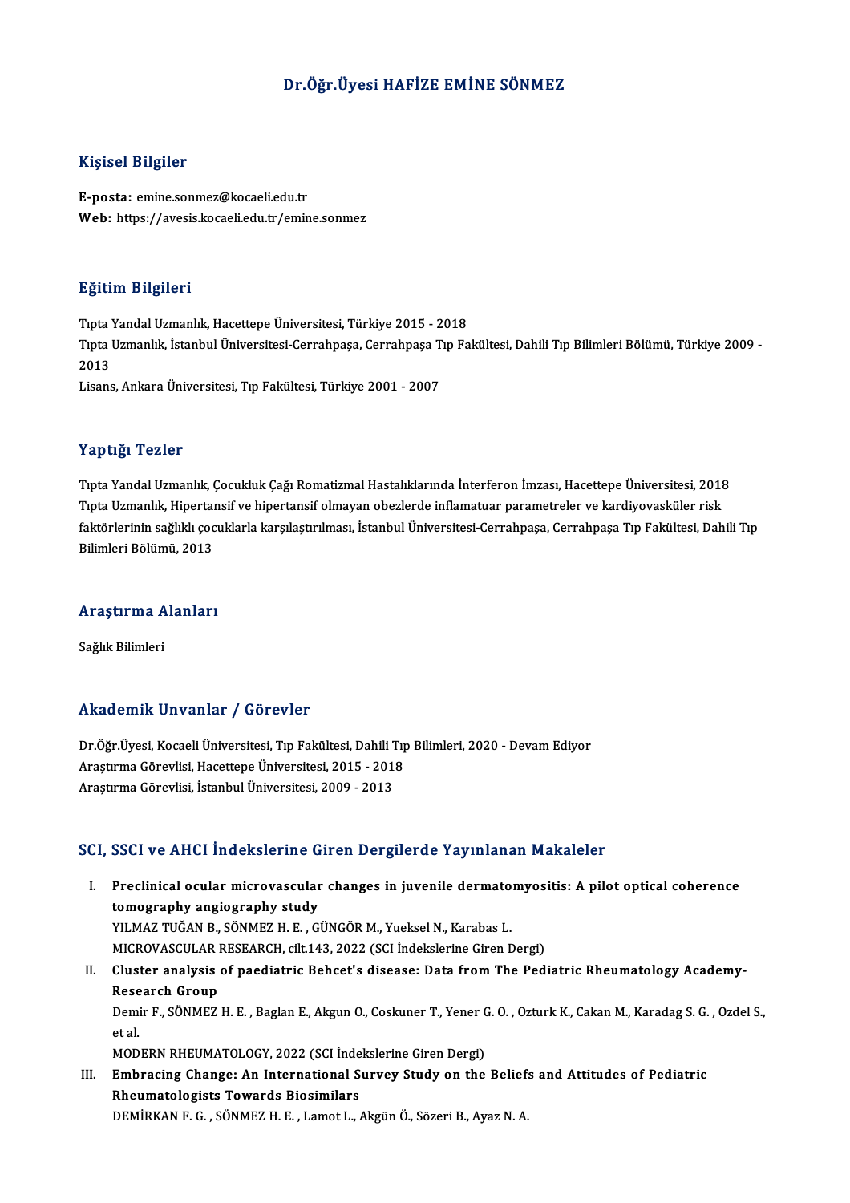# Dr.Öğr.Üyesi HAFİZE EMİNE SÖNMEZ

## Kişisel Bilgiler

**E-posta:** emine.sonmez@kocaeli.edu.tr
**Web:** https://avesis.kocaeli.edu.tr/emine.sonmez

## Eğitim Bilgileri

Tıpta Yandal Uzmanlık, Hacettepe Üniversitesi, Türkiye 2015 - 2018
Tıpta Uzmanlık, İstanbul Üniversitesi-Cerrahpaşa, Cerrahpaşa Tıp Fakültesi, Dahili Tıp Bilimleri Bölümü, Türkiye 2009 - 2013
Lisans, Ankara Üniversitesi, Tıp Fakültesi, Türkiye 2001 - 2007

## Yaptığı Tezler

Tıpta Yandal Uzmanlık, Çocukluk Çağı Romatizmal Hastalıklarında İnterferon İmzası, Hacettepe Üniversitesi, 2018
Tıpta Uzmanlık, Hipertansif ve hipertansif olmayan obezlerde inflamatuar parametreler ve kardiyovasküler risk faktörlerinin sağlıklı çocuklarla karşılaştırılması, İstanbul Üniversitesi-Cerrahpaşa, Cerrahpaşa Tıp Fakültesi, Dahili Tıp Bilimleri Bölümü, 2013

## Araştırma Alanları

Sağlık Bilimleri

## Akademik Unvanlar / Görevler

Dr.Öğr.Üyesi, Kocaeli Üniversitesi, Tıp Fakültesi, Dahili Tıp Bilimleri, 2020 - Devam Ediyor
Araştırma Görevlisi, Hacettepe Üniversitesi, 2015 - 2018
Araştırma Görevlisi, İstanbul Üniversitesi, 2009 - 2013

## SCI, SSCI ve AHCI İndekslerine Giren Dergilerde Yayınlanan Makaleler

I. **Preclinical ocular microvascular changes in juvenile dermatomyositis: A pilot optical coherence tomography angiography study**
YILMAZ TUĞAN B., SÖNMEZ H. E. , GÜNGÖR M., Yueksel N., Karabas L.
MICROVASCULAR RESEARCH, cilt.143, 2022 (SCI İndekslerine Giren Dergi)

II. **Cluster analysis of paediatric Behcet's disease: Data from The Pediatric Rheumatology Academy-Research Group**
Demir F., SÖNMEZ H. E. , Baglan E., Akgun O., Coskuner T., Yener G. O. , Ozturk K., Cakan M., Karadag S. G. , Ozdel S., et al.
MODERN RHEUMATOLOGY, 2022 (SCI İndekslerine Giren Dergi)

III. **Embracing Change: An International Survey Study on the Beliefs and Attitudes of Pediatric Rheumatologists Towards Biosimilars**
DEMİRKAN F. G. , SÖNMEZ H. E. , Lamot L., Akgün Ö., Sözeri B., Ayaz N. A.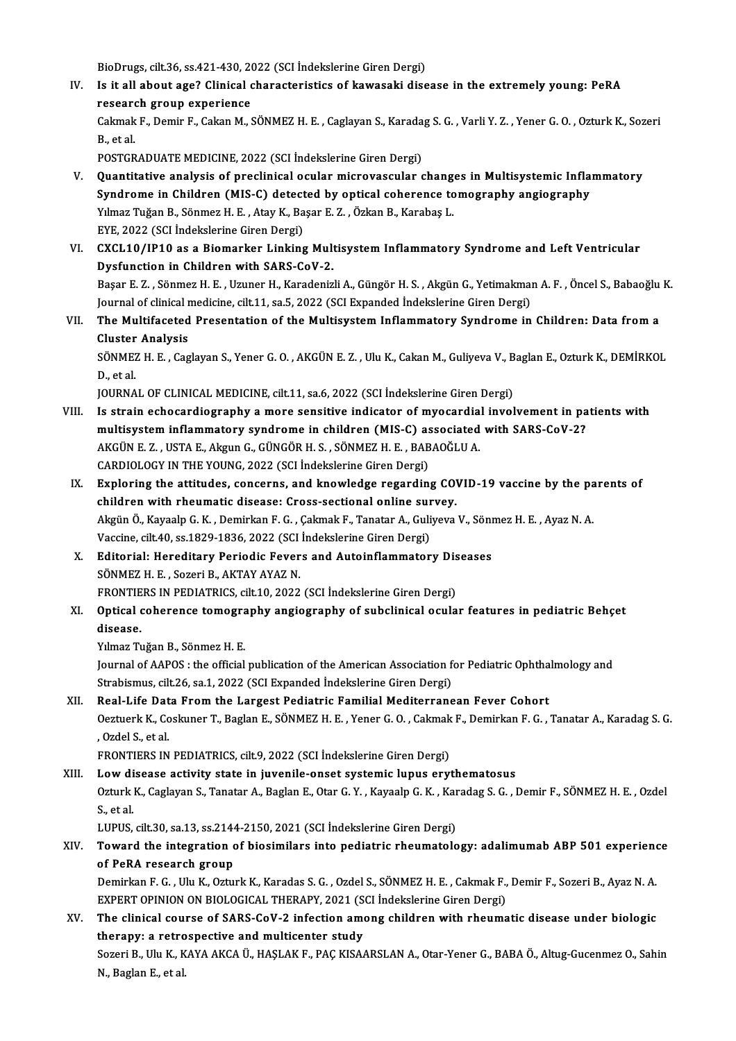BioDrugs, cilt.36, ss.421-430, 2022 (SCI İndekslerine Giren Dergi)

IV. **Is it all about age? Clinical characteristics of kawasaki disease in the extremely young: PeRA research group experience**
Cakmak F., Demir F., Cakan M., SÖNMEZ H. E. , Caglayan S., Karadag S. G. , Varli Y. Z. , Yener G. O. , Ozturk K., Sozeri B., et al.
POSTGRADUATE MEDICINE, 2022 (SCI İndekslerine Giren Dergi)

V. **Quantitative analysis of preclinical ocular microvascular changes in Multisystemic Inflammatory Syndrome in Children (MIS-C) detected by optical coherence tomography angiography**
Yılmaz Tuğan B., Sönmez H. E. , Atay K., Başar E. Z. , Özkan B., Karabaş L.
EYE, 2022 (SCI İndekslerine Giren Dergi)

VI. **CXCL10/IP10 as a Biomarker Linking Multisystem Inflammatory Syndrome and Left Ventricular Dysfunction in Children with SARS-CoV-2.**
Başar E. Z. , Sönmez H. E. , Uzuner H., Karadenizli A., Güngör H. S. , Akgün G., Yetimakman A. F. , Öncel S., Babaoğlu K.
Journal of clinical medicine, cilt.11, sa.5, 2022 (SCI Expanded İndekslerine Giren Dergi)

VII. **The Multifaceted Presentation of the Multisystem Inflammatory Syndrome in Children: Data from a Cluster Analysis**
SÖNMEZ H. E. , Caglayan S., Yener G. O. , AKGÜN E. Z. , Ulu K., Cakan M., Guliyeva V., Baglan E., Ozturk K., DEMİRKOL D., et al.
JOURNAL OF CLINICAL MEDICINE, cilt.11, sa.6, 2022 (SCI İndekslerine Giren Dergi)

VIII. **Is strain echocardiography a more sensitive indicator of myocardial involvement in patients with multisystem inflammatory syndrome in children (MIS-C) associated with SARS-CoV-2?**
AKGÜN E. Z. , USTA E., Akgun G., GÜNGÖR H. S. , SÖNMEZ H. E. , BABAOĞLU A.
CARDIOLOGY IN THE YOUNG, 2022 (SCI İndekslerine Giren Dergi)

IX. **Exploring the attitudes, concerns, and knowledge regarding COVID-19 vaccine by the parents of children with rheumatic disease: Cross-sectional online survey.**
Akgün Ö., Kayaalp G. K. , Demirkan F. G. , Çakmak F., Tanatar A., Guliyeva V., Sönmez H. E. , Ayaz N. A.
Vaccine, cilt.40, ss.1829-1836, 2022 (SCI İndekslerine Giren Dergi)

X. **Editorial: Hereditary Periodic Fevers and Autoinflammatory Diseases**
SÖNMEZ H. E. , Sozeri B., AKTAY AYAZ N.
FRONTIERS IN PEDIATRICS, cilt.10, 2022 (SCI İndekslerine Giren Dergi)

XI. **Optical coherence tomography angiography of subclinical ocular features in pediatric Behçet disease.**
Yılmaz Tuğan B., Sönmez H. E.
Journal of AAPOS : the official publication of the American Association for Pediatric Ophthalmology and Strabismus, cilt.26, sa.1, 2022 (SCI Expanded İndekslerine Giren Dergi)

XII. **Real-Life Data From the Largest Pediatric Familial Mediterranean Fever Cohort**
Oeztuerk K., Coskuner T., Baglan E., SÖNMEZ H. E. , Yener G. O. , Cakmak F., Demirkan F. G. , Tanatar A., Karadag S. G. , Ozdel S., et al.
FRONTIERS IN PEDIATRICS, cilt.9, 2022 (SCI İndekslerine Giren Dergi)

XIII. **Low disease activity state in juvenile-onset systemic lupus erythematosus**
Ozturk K., Caglayan S., Tanatar A., Baglan E., Otar G. Y. , Kayaalp G. K. , Karadag S. G. , Demir F., SÖNMEZ H. E. , Ozdel S., et al.
LUPUS, cilt.30, sa.13, ss.2144-2150, 2021 (SCI İndekslerine Giren Dergi)

XIV. **Toward the integration of biosimilars into pediatric rheumatology: adalimumab ABP 501 experience of PeRA research group**
Demirkan F. G. , Ulu K., Ozturk K., Karadas S. G. , Ozdel S., SÖNMEZ H. E. , Cakmak F., Demir F., Sozeri B., Ayaz N. A.
EXPERT OPINION ON BIOLOGICAL THERAPY, 2021 (SCI İndekslerine Giren Dergi)

XV. **The clinical course of SARS-CoV-2 infection among children with rheumatic disease under biologic therapy: a retrospective and multicenter study**
Sozeri B., Ulu K., KAYA AKCA Ü., HAŞLAK F., PAÇ KISAARSLAN A., Otar-Yener G., BABA Ö., Altug-Gucenmez O., Sahin N., Baglan E., et al.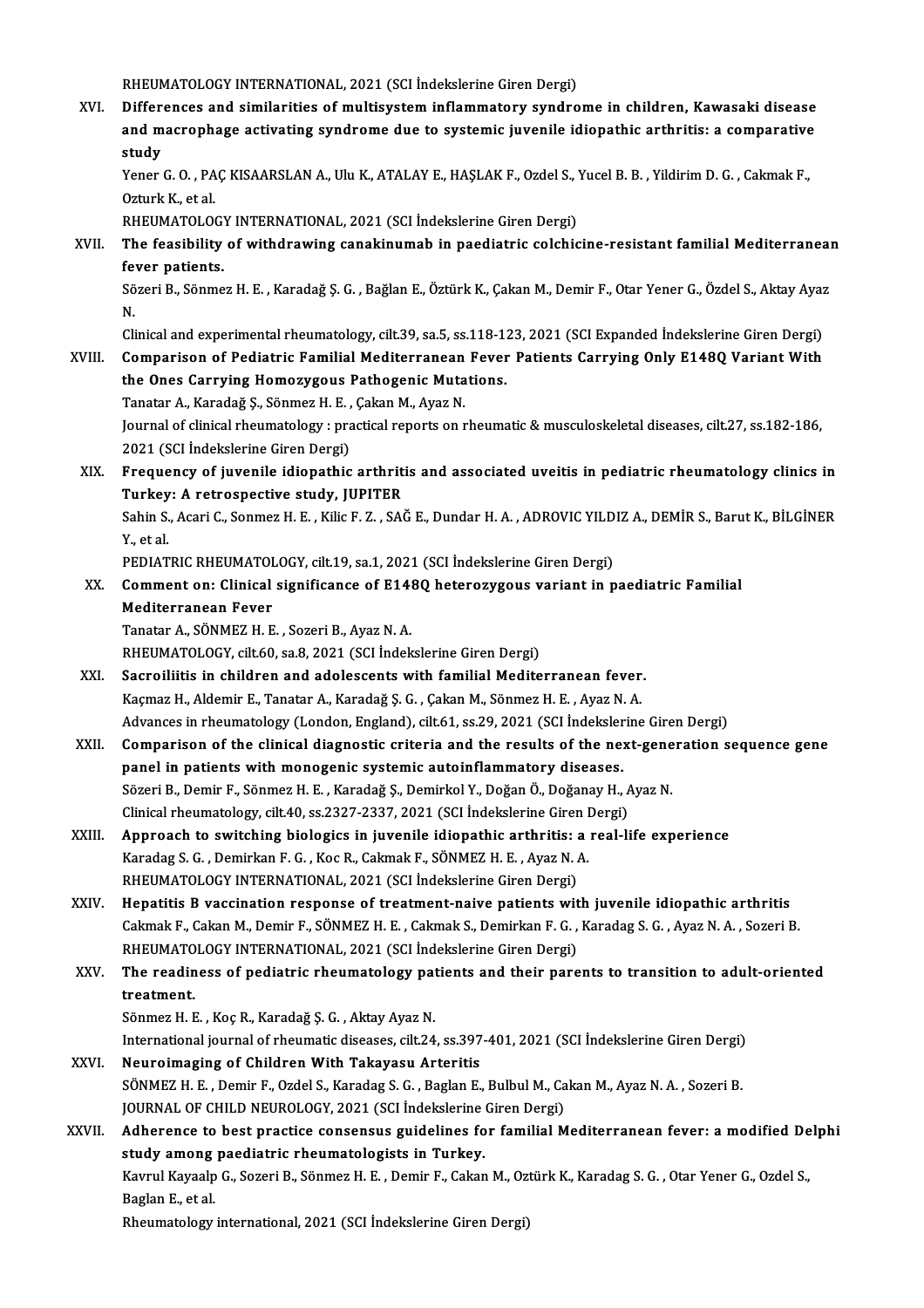RHEUMATOLOGY INTERNATIONAL, 2021 (SCI İndekslerine Giren Dergi)

XVI. **Differences and similarities of multisystem inflammatory syndrome in children, Kawasaki disease and macrophage activating syndrome due to systemic juvenile idiopathic arthritis: a comparative study**
Yener G. O. , PAÇ KISAARSLAN A., Ulu K., ATALAY E., HAŞLAK F., Ozdel S., Yucel B. B. , Yildirim D. G. , Cakmak F., Ozturk K., et al.
RHEUMATOLOGY INTERNATIONAL, 2021 (SCI İndekslerine Giren Dergi)

XVII. **The feasibility of withdrawing canakinumab in paediatric colchicine-resistant familial Mediterranean fever patients.**
Sözeri B., Sönmez H. E. , Karadağ Ş. G. , Bağlan E., Öztürk K., Çakan M., Demir F., Otar Yener G., Özdel S., Aktay Ayaz N.
Clinical and experimental rheumatology, cilt.39, sa.5, ss.118-123, 2021 (SCI Expanded İndekslerine Giren Dergi)

XVIII. **Comparison of Pediatric Familial Mediterranean Fever Patients Carrying Only E148Q Variant With the Ones Carrying Homozygous Pathogenic Mutations.**
Tanatar A., Karadağ Ş., Sönmez H. E. , Çakan M., Ayaz N.
Journal of clinical rheumatology : practical reports on rheumatic & musculoskeletal diseases, cilt.27, ss.182-186, 2021 (SCI İndekslerine Giren Dergi)

XIX. **Frequency of juvenile idiopathic arthritis and associated uveitis in pediatric rheumatology clinics in Turkey: A retrospective study, JUPITER**
Sahin S., Acari C., Sonmez H. E. , Kilic F. Z. , SAĞ E., Dundar H. A. , ADROVIC YILDIZ A., DEMİR S., Barut K., BİLGİNER Y., et al.
PEDIATRIC RHEUMATOLOGY, cilt.19, sa.1, 2021 (SCI İndekslerine Giren Dergi)

XX. **Comment on: Clinical significance of E148Q heterozygous variant in paediatric Familial Mediterranean Fever**
Tanatar A., SÖNMEZ H. E. , Sozeri B., Ayaz N. A.
RHEUMATOLOGY, cilt.60, sa.8, 2021 (SCI İndekslerine Giren Dergi)

XXI. **Sacroiliitis in children and adolescents with familial Mediterranean fever.**
Kaçmaz H., Aldemir E., Tanatar A., Karadağ Ş. G. , Çakan M., Sönmez H. E. , Ayaz N. A.
Advances in rheumatology (London, England), cilt.61, ss.29, 2021 (SCI İndekslerine Giren Dergi)

XXII. **Comparison of the clinical diagnostic criteria and the results of the next-generation sequence gene panel in patients with monogenic systemic autoinflammatory diseases.**
Sözeri B., Demir F., Sönmez H. E. , Karadağ Ş., Demirkol Y., Doğan Ö., Doğanay H., Ayaz N.
Clinical rheumatology, cilt.40, ss.2327-2337, 2021 (SCI İndekslerine Giren Dergi)

XXIII. **Approach to switching biologics in juvenile idiopathic arthritis: a real-life experience**
Karadag S. G. , Demirkan F. G. , Koc R., Cakmak F., SÖNMEZ H. E. , Ayaz N. A.
RHEUMATOLOGY INTERNATIONAL, 2021 (SCI İndekslerine Giren Dergi)

XXIV. **Hepatitis B vaccination response of treatment-naive patients with juvenile idiopathic arthritis**
Cakmak F., Cakan M., Demir F., SÖNMEZ H. E. , Cakmak S., Demirkan F. G. , Karadag S. G. , Ayaz N. A. , Sozeri B.
RHEUMATOLOGY INTERNATIONAL, 2021 (SCI İndekslerine Giren Dergi)

XXV. **The readiness of pediatric rheumatology patients and their parents to transition to adult-oriented treatment.**
Sönmez H. E. , Koç R., Karadağ Ş. G. , Aktay Ayaz N.
International journal of rheumatic diseases, cilt.24, ss.397-401, 2021 (SCI İndekslerine Giren Dergi)

XXVI. **Neuroimaging of Children With Takayasu Arteritis**
SÖNMEZ H. E. , Demir F., Ozdel S., Karadag S. G. , Baglan E., Bulbul M., Cakan M., Ayaz N. A. , Sozeri B.
JOURNAL OF CHILD NEUROLOGY, 2021 (SCI İndekslerine Giren Dergi)

XXVII. **Adherence to best practice consensus guidelines for familial Mediterranean fever: a modified Delphi study among paediatric rheumatologists in Turkey.**
Kavrul Kayaalp G., Sozeri B., Sönmez H. E. , Demir F., Cakan M., Oztürk K., Karadag S. G. , Otar Yener G., Ozdel S., Baglan E., et al.
Rheumatology international, 2021 (SCI İndekslerine Giren Dergi)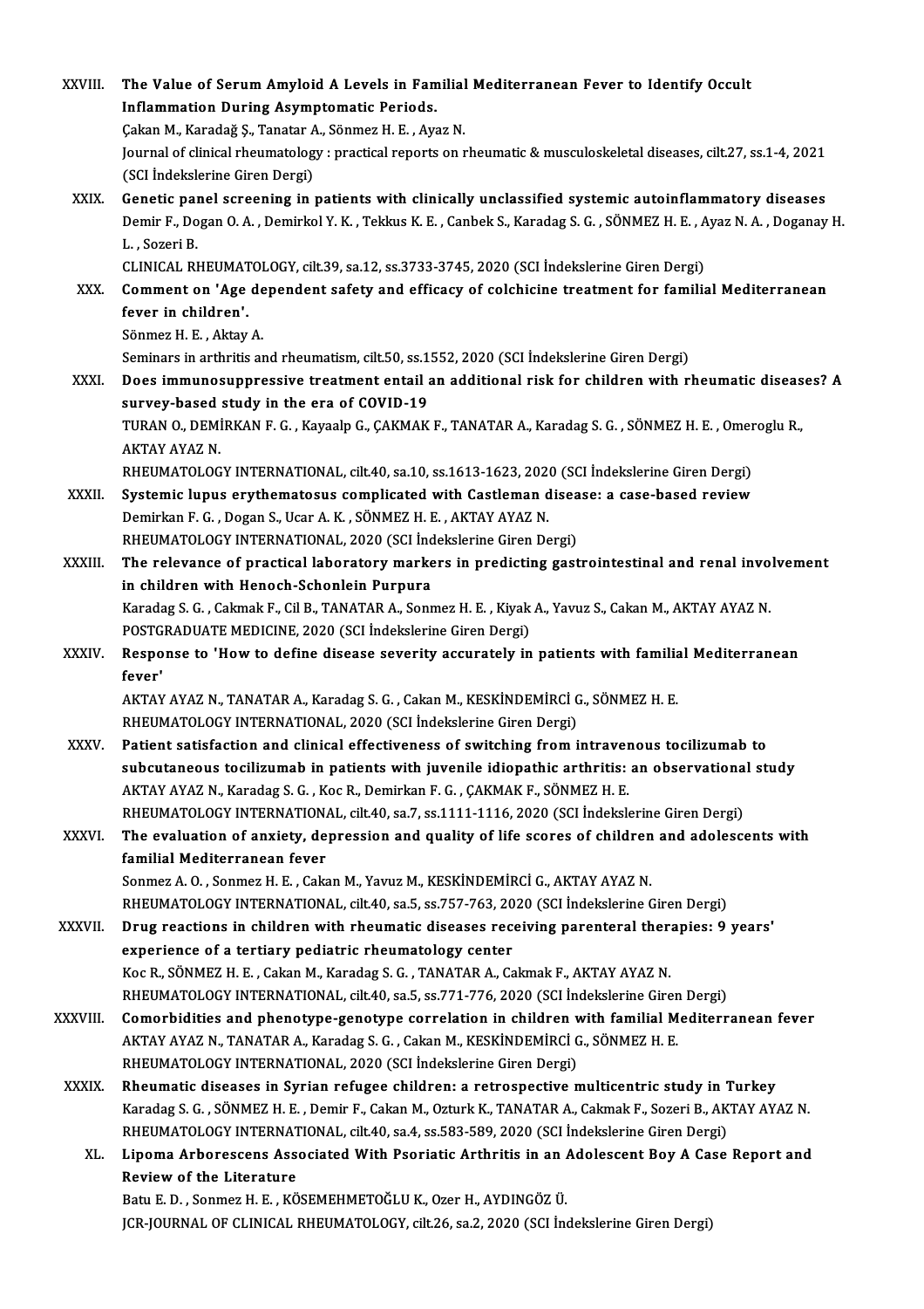XXVIII. **The Value of Serum Amyloid A Levels in Familial Mediterranean Fever to Identify Occult Inflammation During Asymptomatic Periods.**
Çakan M., Karadağ Ş., Tanatar A., Sönmez H. E. , Ayaz N.
Journal of clinical rheumatology : practical reports on rheumatic & musculoskeletal diseases, cilt.27, ss.1-4, 2021 (SCI İndekslerine Giren Dergi)

XXIX. **Genetic panel screening in patients with clinically unclassified systemic autoinflammatory diseases**
Demir F., Dogan O. A. , Demirkol Y. K. , Tekkus K. E. , Canbek S., Karadag S. G. , SÖNMEZ H. E. , Ayaz N. A. , Doganay H. L. , Sozeri B.
CLINICAL RHEUMATOLOGY, cilt.39, sa.12, ss.3733-3745, 2020 (SCI İndekslerine Giren Dergi)

XXX. **Comment on 'Age dependent safety and efficacy of colchicine treatment for familial Mediterranean fever in children'.**
Sönmez H. E. , Aktay A.
Seminars in arthritis and rheumatism, cilt.50, ss.1552, 2020 (SCI İndekslerine Giren Dergi)

XXXI. **Does immunosuppressive treatment entail an additional risk for children with rheumatic diseases? A survey-based study in the era of COVID-19**
TURAN O., DEMİRKAN F. G. , Kayaalp G., ÇAKMAK F., TANATAR A., Karadag S. G. , SÖNMEZ H. E. , Omeroglu R., AKTAY AYAZ N.
RHEUMATOLOGY INTERNATIONAL, cilt.40, sa.10, ss.1613-1623, 2020 (SCI İndekslerine Giren Dergi)

XXXII. **Systemic lupus erythematosus complicated with Castleman disease: a case-based review**
Demirkan F. G. , Dogan S., Ucar A. K. , SÖNMEZ H. E. , AKTAY AYAZ N.
RHEUMATOLOGY INTERNATIONAL, 2020 (SCI İndekslerine Giren Dergi)

XXXIII. **The relevance of practical laboratory markers in predicting gastrointestinal and renal involvement in children with Henoch-Schonlein Purpura**
Karadag S. G. , Cakmak F., Cil B., TANATAR A., Sonmez H. E. , Kiyak A., Yavuz S., Cakan M., AKTAY AYAZ N.
POSTGRADUATE MEDICINE, 2020 (SCI İndekslerine Giren Dergi)

XXXIV. **Response to 'How to define disease severity accurately in patients with familial Mediterranean fever'**
AKTAY AYAZ N., TANATAR A., Karadag S. G. , Cakan M., KESKİNDEMİRCİ G., SÖNMEZ H. E.
RHEUMATOLOGY INTERNATIONAL, 2020 (SCI İndekslerine Giren Dergi)

XXXV. **Patient satisfaction and clinical effectiveness of switching from intravenous tocilizumab to subcutaneous tocilizumab in patients with juvenile idiopathic arthritis: an observational study**
AKTAY AYAZ N., Karadag S. G. , Koc R., Demirkan F. G. , ÇAKMAK F., SÖNMEZ H. E.
RHEUMATOLOGY INTERNATIONAL, cilt.40, sa.7, ss.1111-1116, 2020 (SCI İndekslerine Giren Dergi)

XXXVI. **The evaluation of anxiety, depression and quality of life scores of children and adolescents with familial Mediterranean fever**
Sonmez A. O. , Sonmez H. E. , Cakan M., Yavuz M., KESKİNDEMİRCİ G., AKTAY AYAZ N.
RHEUMATOLOGY INTERNATIONAL, cilt.40, sa.5, ss.757-763, 2020 (SCI İndekslerine Giren Dergi)

XXXVII. **Drug reactions in children with rheumatic diseases receiving parenteral therapies: 9 years' experience of a tertiary pediatric rheumatology center**
Koc R., SÖNMEZ H. E. , Cakan M., Karadag S. G. , TANATAR A., Cakmak F., AKTAY AYAZ N.
RHEUMATOLOGY INTERNATIONAL, cilt.40, sa.5, ss.771-776, 2020 (SCI İndekslerine Giren Dergi)

XXXVIII. **Comorbidities and phenotype-genotype correlation in children with familial Mediterranean fever**
AKTAY AYAZ N., TANATAR A., Karadag S. G. , Cakan M., KESKİNDEMİRCİ G., SÖNMEZ H. E.
RHEUMATOLOGY INTERNATIONAL, 2020 (SCI İndekslerine Giren Dergi)

XXXIX. **Rheumatic diseases in Syrian refugee children: a retrospective multicentric study in Turkey**
Karadag S. G. , SÖNMEZ H. E. , Demir F., Cakan M., Ozturk K., TANATAR A., Cakmak F., Sozeri B., AKTAY AYAZ N.
RHEUMATOLOGY INTERNATIONAL, cilt.40, sa.4, ss.583-589, 2020 (SCI İndekslerine Giren Dergi)

XL. **Lipoma Arborescens Associated With Psoriatic Arthritis in an Adolescent Boy A Case Report and Review of the Literature**
Batu E. D. , Sonmez H. E. , KÖSEMEHMETOĞLU K., Ozer H., AYDINGÖZ Ü.
JCR-JOURNAL OF CLINICAL RHEUMATOLOGY, cilt.26, sa.2, 2020 (SCI İndekslerine Giren Dergi)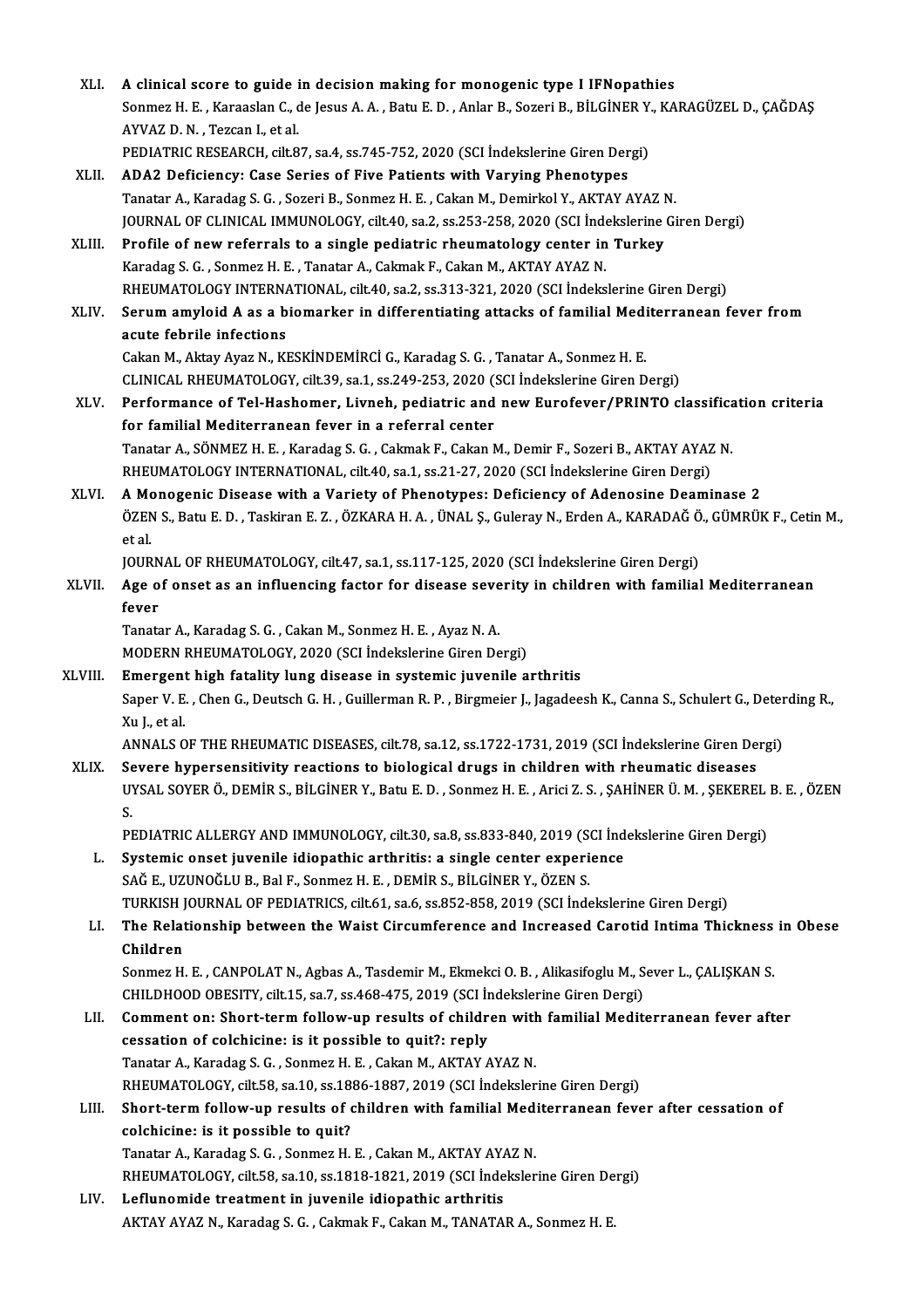XLI. **A clinical score to guide in decision making for monogenic type I IFNopathies**
Sonmez H. E. , Karaaslan C., de Jesus A. A. , Batu E. D. , Anlar B., Sozeri B., BİLGİNER Y., KARAGÜZEL D., ÇAĞDAŞ AYVAZ D. N. , Tezcan I., et al.
PEDIATRIC RESEARCH, cilt.87, sa.4, ss.745-752, 2020 (SCI İndekslerine Giren Dergi)

XLII. **ADA2 Deficiency: Case Series of Five Patients with Varying Phenotypes**
Tanatar A., Karadag S. G. , Sozeri B., Sonmez H. E. , Cakan M., Demirkol Y., AKTAY AYAZ N.
JOURNAL OF CLINICAL IMMUNOLOGY, cilt.40, sa.2, ss.253-258, 2020 (SCI İndekslerine Giren Dergi)

XLIII. **Profile of new referrals to a single pediatric rheumatology center in Turkey**
Karadag S. G. , Sonmez H. E. , Tanatar A., Cakmak F., Cakan M., AKTAY AYAZ N.
RHEUMATOLOGY INTERNATIONAL, cilt.40, sa.2, ss.313-321, 2020 (SCI İndekslerine Giren Dergi)

XLIV. **Serum amyloid A as a biomarker in differentiating attacks of familial Mediterranean fever from acute febrile infections**
Cakan M., Aktay Ayaz N., KESKİNDEMİRCİ G., Karadag S. G. , Tanatar A., Sonmez H. E.
CLINICAL RHEUMATOLOGY, cilt.39, sa.1, ss.249-253, 2020 (SCI İndekslerine Giren Dergi)

XLV. **Performance of Tel-Hashomer, Livneh, pediatric and new Eurofever/PRINTO classification criteria for familial Mediterranean fever in a referral center**
Tanatar A., SÖNMEZ H. E. , Karadag S. G. , Cakmak F., Cakan M., Demir F., Sozeri B., AKTAY AYAZ N.
RHEUMATOLOGY INTERNATIONAL, cilt.40, sa.1, ss.21-27, 2020 (SCI İndekslerine Giren Dergi)

XLVI. **A Monogenic Disease with a Variety of Phenotypes: Deficiency of Adenosine Deaminase 2**
ÖZEN S., Batu E. D. , Taskiran E. Z. , ÖZKARA H. A. , ÜNAL Ş., Guleray N., Erden A., KARADAĞ Ö., GÜMRÜK F., Cetin M., et al.
JOURNAL OF RHEUMATOLOGY, cilt.47, sa.1, ss.117-125, 2020 (SCI İndekslerine Giren Dergi)

XLVII. **Age of onset as an influencing factor for disease severity in children with familial Mediterranean fever**
Tanatar A., Karadag S. G. , Cakan M., Sonmez H. E. , Ayaz N. A.
MODERN RHEUMATOLOGY, 2020 (SCI İndekslerine Giren Dergi)

XLVIII. **Emergent high fatality lung disease in systemic juvenile arthritis**
Saper V. E. , Chen G., Deutsch G. H. , Guillerman R. P. , Birgmeier J., Jagadeesh K., Canna S., Schulert G., Deterding R., Xu J., et al.
ANNALS OF THE RHEUMATIC DISEASES, cilt.78, sa.12, ss.1722-1731, 2019 (SCI İndekslerine Giren Dergi)

XLIX. **Severe hypersensitivity reactions to biological drugs in children with rheumatic diseases**
UYSAL SOYER Ö., DEMİR S., BİLGİNER Y., Batu E. D. , Sonmez H. E. , Arici Z. S. , ŞAHİNER Ü. M. , ŞEKEREL B. E. , ÖZEN S.
PEDIATRIC ALLERGY AND IMMUNOLOGY, cilt.30, sa.8, ss.833-840, 2019 (SCI İndekslerine Giren Dergi)

L. **Systemic onset juvenile idiopathic arthritis: a single center experience**
SAĞ E., UZUNOĞLU B., Bal F., Sonmez H. E. , DEMİR S., BİLGİNER Y., ÖZEN S.
TURKISH JOURNAL OF PEDIATRICS, cilt.61, sa.6, ss.852-858, 2019 (SCI İndekslerine Giren Dergi)

LI. **The Relationship between the Waist Circumference and Increased Carotid Intima Thickness in Obese Children**
Sonmez H. E. , CANPOLAT N., Agbas A., Tasdemir M., Ekmekci O. B. , Alikasifoglu M., Sever L., ÇALIŞKAN S.
CHILDHOOD OBESITY, cilt.15, sa.7, ss.468-475, 2019 (SCI İndekslerine Giren Dergi)

LII. **Comment on: Short-term follow-up results of children with familial Mediterranean fever after cessation of colchicine: is it possible to quit?: reply**
Tanatar A., Karadag S. G. , Sonmez H. E. , Cakan M., AKTAY AYAZ N.
RHEUMATOLOGY, cilt.58, sa.10, ss.1886-1887, 2019 (SCI İndekslerine Giren Dergi)

LIII. **Short-term follow-up results of children with familial Mediterranean fever after cessation of colchicine: is it possible to quit?**
Tanatar A., Karadag S. G. , Sonmez H. E. , Cakan M., AKTAY AYAZ N.
RHEUMATOLOGY, cilt.58, sa.10, ss.1818-1821, 2019 (SCI İndekslerine Giren Dergi)

LIV. **Leflunomide treatment in juvenile idiopathic arthritis**
AKTAY AYAZ N., Karadag S. G. , Cakmak F., Cakan M., TANATAR A., Sonmez H. E.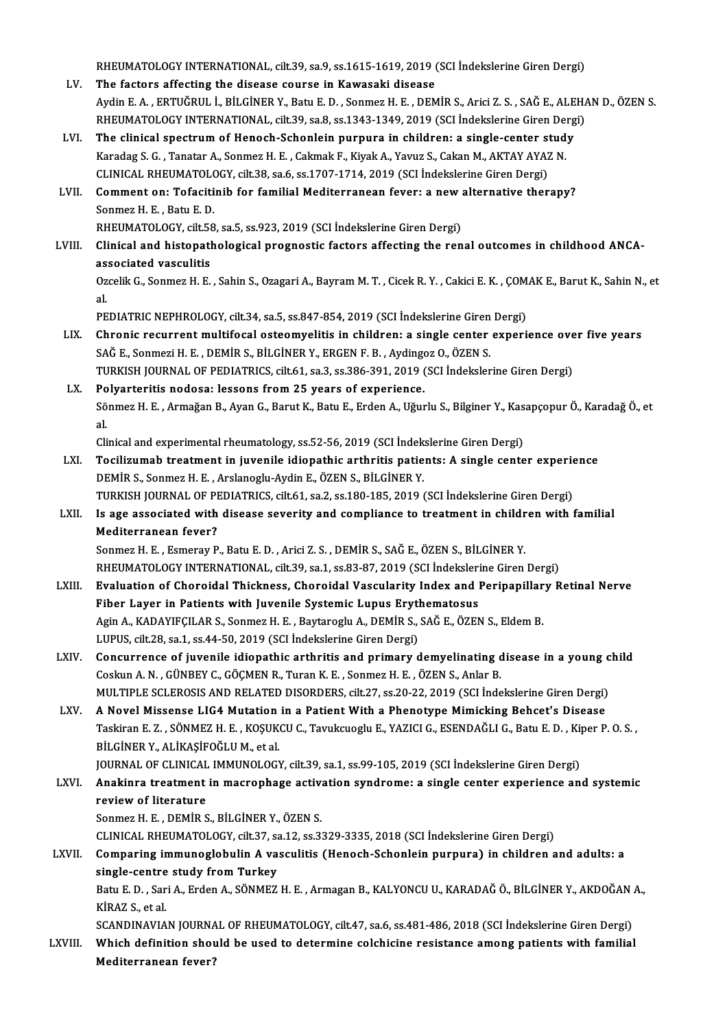RHEUMATOLOGY INTERNATIONAL, cilt.39, sa.9, ss.1615-1619, 2019 (SCI İndekslerine Giren Dergi)

LV. **The factors affecting the disease course in Kawasaki disease**
Aydin E. A. , ERTUĞRUL İ., BİLGİNER Y., Batu E. D. , Sonmez H. E. , DEMİR S., Arici Z. S. , SAĞ E., ALEHAN D., ÖZEN S.
RHEUMATOLOGY INTERNATIONAL, cilt.39, sa.8, ss.1343-1349, 2019 (SCI İndekslerine Giren Dergi)

LVI. **The clinical spectrum of Henoch-Schonlein purpura in children: a single-center study**
Karadag S. G. , Tanatar A., Sonmez H. E. , Cakmak F., Kiyak A., Yavuz S., Cakan M., AKTAY AYAZ N.
CLINICAL RHEUMATOLOGY, cilt.38, sa.6, ss.1707-1714, 2019 (SCI İndekslerine Giren Dergi)

LVII. **Comment on: Tofacitinib for familial Mediterranean fever: a new alternative therapy?**
Sonmez H. E. , Batu E. D.
RHEUMATOLOGY, cilt.58, sa.5, ss.923, 2019 (SCI İndekslerine Giren Dergi)

LVIII. **Clinical and histopathological prognostic factors affecting the renal outcomes in childhood ANCA-associated vasculitis**
Ozcelik G., Sonmez H. E. , Sahin S., Ozagari A., Bayram M. T. , Cicek R. Y. , Cakici E. K. , ÇOMAK E., Barut K., Sahin N., et al.
PEDIATRIC NEPHROLOGY, cilt.34, sa.5, ss.847-854, 2019 (SCI İndekslerine Giren Dergi)

LIX. **Chronic recurrent multifocal osteomyelitis in children: a single center experience over five years**
SAĞ E., Sonmezi H. E. , DEMİR S., BİLGİNER Y., ERGEN F. B. , Aydingoz O., ÖZEN S.
TURKISH JOURNAL OF PEDIATRICS, cilt.61, sa.3, ss.386-391, 2019 (SCI İndekslerine Giren Dergi)

LX. **Polyarteritis nodosa: lessons from 25 years of experience.**
Sönmez H. E. , Armağan B., Ayan G., Barut K., Batu E., Erden A., Uğurlu S., Bilginer Y., Kasapçopur Ö., Karadağ Ö., et al.
Clinical and experimental rheumatology, ss.52-56, 2019 (SCI İndekslerine Giren Dergi)

LXI. **Tocilizumab treatment in juvenile idiopathic arthritis patients: A single center experience**
DEMİR S., Sonmez H. E. , Arslanoglu-Aydin E., ÖZEN S., BİLGİNER Y.
TURKISH JOURNAL OF PEDIATRICS, cilt.61, sa.2, ss.180-185, 2019 (SCI İndekslerine Giren Dergi)

LXII. **Is age associated with disease severity and compliance to treatment in children with familial Mediterranean fever?**
Sonmez H. E. , Esmeray P., Batu E. D. , Arici Z. S. , DEMİR S., SAĞ E., ÖZEN S., BİLGİNER Y.
RHEUMATOLOGY INTERNATIONAL, cilt.39, sa.1, ss.83-87, 2019 (SCI İndekslerine Giren Dergi)

LXIII. **Evaluation of Choroidal Thickness, Choroidal Vascularity Index and Peripapillary Retinal Nerve Fiber Layer in Patients with Juvenile Systemic Lupus Erythematosus**
Agin A., KADAYIFÇILAR S., Sonmez H. E. , Baytaroglu A., DEMİR S., SAĞ E., ÖZEN S., Eldem B.
LUPUS, cilt.28, sa.1, ss.44-50, 2019 (SCI İndekslerine Giren Dergi)

LXIV. **Concurrence of juvenile idiopathic arthritis and primary demyelinating disease in a young child**
Coskun A. N. , GÜNBEY C., GÖÇMEN R., Turan K. E. , Sonmez H. E. , ÖZEN S., Anlar B.
MULTIPLE SCLEROSIS AND RELATED DISORDERS, cilt.27, ss.20-22, 2019 (SCI İndekslerine Giren Dergi)

LXV. **A Novel Missense LIG4 Mutation in a Patient With a Phenotype Mimicking Behcet's Disease**
Taskiran E. Z. , SÖNMEZ H. E. , KOŞUKCU C., Tavukcuoglu E., YAZICI G., ESENDAĞLI G., Batu E. D. , Kiper P. O. S. , BİLGİNER Y., ALİKAŞİFOĞLU M., et al.
JOURNAL OF CLINICAL IMMUNOLOGY, cilt.39, sa.1, ss.99-105, 2019 (SCI İndekslerine Giren Dergi)

LXVI. **Anakinra treatment in macrophage activation syndrome: a single center experience and systemic review of literature**
Sonmez H. E. , DEMİR S., BİLGİNER Y., ÖZEN S.
CLINICAL RHEUMATOLOGY, cilt.37, sa.12, ss.3329-3335, 2018 (SCI İndekslerine Giren Dergi)

LXVII. **Comparing immunoglobulin A vasculitis (Henoch-Schonlein purpura) in children and adults: a single-centre study from Turkey**
Batu E. D. , Sari A., Erden A., SÖNMEZ H. E. , Armagan B., KALYONCU U., KARADAĞ Ö., BİLGİNER Y., AKDOĞAN A., KİRAZ S., et al.
SCANDINAVIAN JOURNAL OF RHEUMATOLOGY, cilt.47, sa.6, ss.481-486, 2018 (SCI İndekslerine Giren Dergi)

LXVIII. **Which definition should be used to determine colchicine resistance among patients with familial Mediterranean fever?**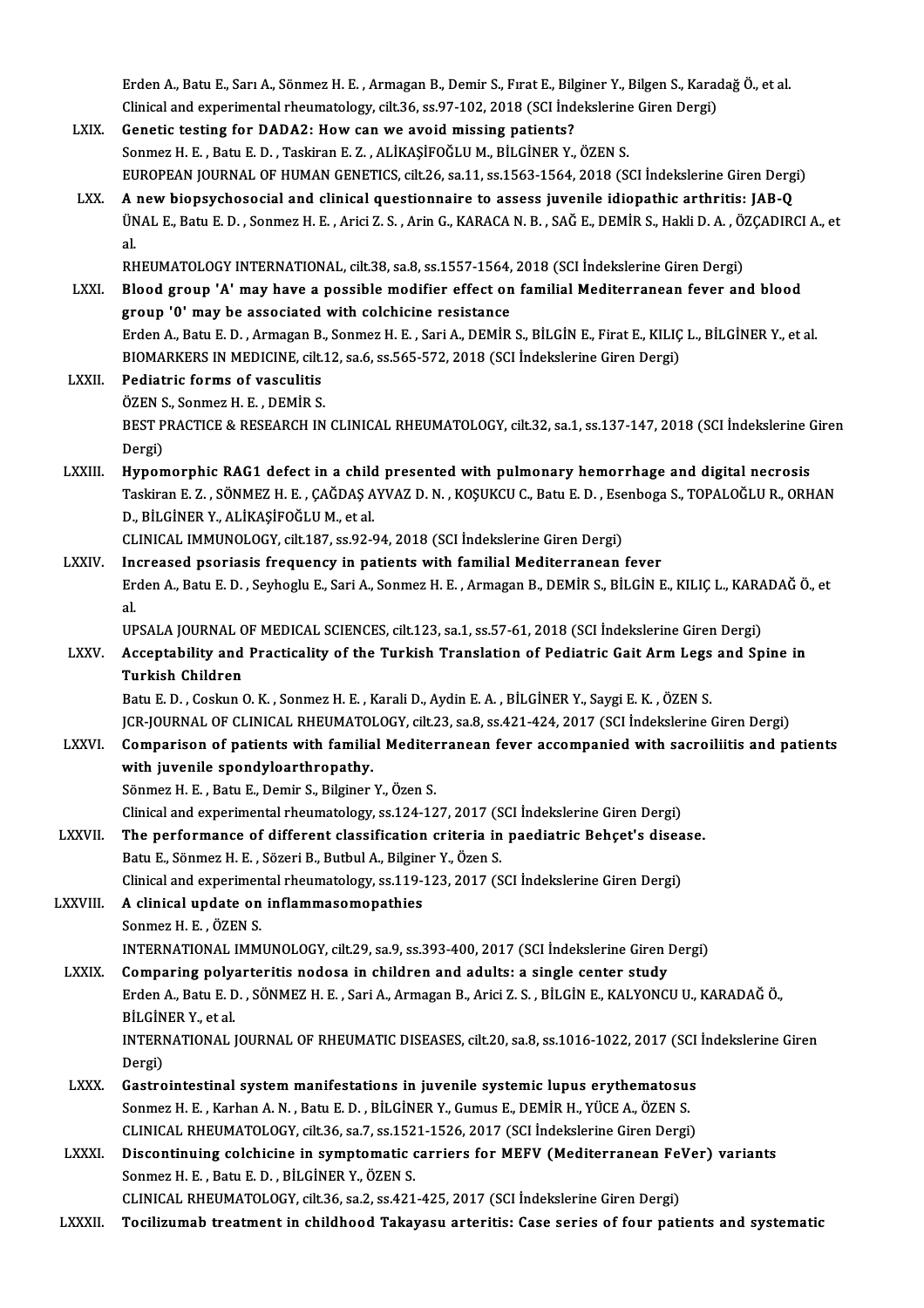Erden A., Batu E., Sarı A., Sönmez H. E. , Armagan B., Demir S., Fırat E., Bilginer Y., Bilgen S., Karadağ Ö., et al.
Clinical and experimental rheumatology, cilt.36, ss.97-102, 2018 (SCI İndekslerine Giren Dergi)

LXIX. **Genetic testing for DADA2: How can we avoid missing patients?**
Sonmez H. E. , Batu E. D. , Taskiran E. Z. , ALİKAŞİFOĞLU M., BİLGİNER Y., ÖZEN S.
EUROPEAN JOURNAL OF HUMAN GENETICS, cilt.26, sa.11, ss.1563-1564, 2018 (SCI İndekslerine Giren Dergi)

LXX. **A new biopsychosocial and clinical questionnaire to assess juvenile idiopathic arthritis: JAB-Q**
ÜNAL E., Batu E. D. , Sonmez H. E. , Arici Z. S. , Arin G., KARACA N. B. , SAĞ E., DEMİR S., Hakli D. A. , ÖZÇADIRCI A., et al.
RHEUMATOLOGY INTERNATIONAL, cilt.38, sa.8, ss.1557-1564, 2018 (SCI İndekslerine Giren Dergi)

LXXI. **Blood group 'A' may have a possible modifier effect on familial Mediterranean fever and blood group '0' may be associated with colchicine resistance**
Erden A., Batu E. D. , Armagan B., Sonmez H. E. , Sari A., DEMİR S., BİLGİN E., Firat E., KILIÇ L., BİLGİNER Y., et al.
BIOMARKERS IN MEDICINE, cilt.12, sa.6, ss.565-572, 2018 (SCI İndekslerine Giren Dergi)

LXXII. **Pediatric forms of vasculitis**
ÖZEN S., Sonmez H. E. , DEMİR S.
BEST PRACTICE & RESEARCH IN CLINICAL RHEUMATOLOGY, cilt.32, sa.1, ss.137-147, 2018 (SCI İndekslerine Giren Dergi)

LXXIII. **Hypomorphic RAG1 defect in a child presented with pulmonary hemorrhage and digital necrosis**
Taskiran E. Z. , SÖNMEZ H. E. , ÇAĞDAŞ AYVAZ D. N. , KOŞUKCU C., Batu E. D. , Esenboga S., TOPALOĞLU R., ORHAN D., BİLGİNER Y., ALİKAŞİFOĞLU M., et al.
CLINICAL IMMUNOLOGY, cilt.187, ss.92-94, 2018 (SCI İndekslerine Giren Dergi)

LXXIV. **Increased psoriasis frequency in patients with familial Mediterranean fever**
Erden A., Batu E. D. , Seyhoglu E., Sari A., Sonmez H. E. , Armagan B., DEMİR S., BİLGİN E., KILIÇ L., KARADAĞ Ö., et al.
UPSALA JOURNAL OF MEDICAL SCIENCES, cilt.123, sa.1, ss.57-61, 2018 (SCI İndekslerine Giren Dergi)

LXXV. **Acceptability and Practicality of the Turkish Translation of Pediatric Gait Arm Legs and Spine in Turkish Children**
Batu E. D. , Coskun O. K. , Sonmez H. E. , Karali D., Aydin E. A. , BİLGİNER Y., Saygi E. K. , ÖZEN S.
JCR-JOURNAL OF CLINICAL RHEUMATOLOGY, cilt.23, sa.8, ss.421-424, 2017 (SCI İndekslerine Giren Dergi)

LXXVI. **Comparison of patients with familial Mediterranean fever accompanied with sacroiliitis and patients with juvenile spondyloarthropathy.**
Sönmez H. E. , Batu E., Demir S., Bilginer Y., Özen S.
Clinical and experimental rheumatology, ss.124-127, 2017 (SCI İndekslerine Giren Dergi)

LXXVII. **The performance of different classification criteria in paediatric Behçet's disease.**
Batu E., Sönmez H. E. , Sözeri B., Butbul A., Bilginer Y., Özen S.
Clinical and experimental rheumatology, ss.119-123, 2017 (SCI İndekslerine Giren Dergi)

LXXVIII. **A clinical update on inflammasomopathies**
Sonmez H. E. , ÖZEN S.
INTERNATIONAL IMMUNOLOGY, cilt.29, sa.9, ss.393-400, 2017 (SCI İndekslerine Giren Dergi)

LXXIX. **Comparing polyarteritis nodosa in children and adults: a single center study**
Erden A., Batu E. D. , SÖNMEZ H. E. , Sari A., Armagan B., Arici Z. S. , BİLGİN E., KALYONCU U., KARADAĞ Ö., BİLGİNER Y., et al.
INTERNATIONAL JOURNAL OF RHEUMATIC DISEASES, cilt.20, sa.8, ss.1016-1022, 2017 (SCI İndekslerine Giren Dergi)

LXXX. **Gastrointestinal system manifestations in juvenile systemic lupus erythematosus**
Sonmez H. E. , Karhan A. N. , Batu E. D. , BİLGİNER Y., Gumus E., DEMİR H., YÜCE A., ÖZEN S.
CLINICAL RHEUMATOLOGY, cilt.36, sa.7, ss.1521-1526, 2017 (SCI İndekslerine Giren Dergi)

LXXXI. **Discontinuing colchicine in symptomatic carriers for MEFV (Mediterranean FeVer) variants**
Sonmez H. E. , Batu E. D. , BİLGİNER Y., ÖZEN S.
CLINICAL RHEUMATOLOGY, cilt.36, sa.2, ss.421-425, 2017 (SCI İndekslerine Giren Dergi)

LXXXII. **Tocilizumab treatment in childhood Takayasu arteritis: Case series of four patients and systematic**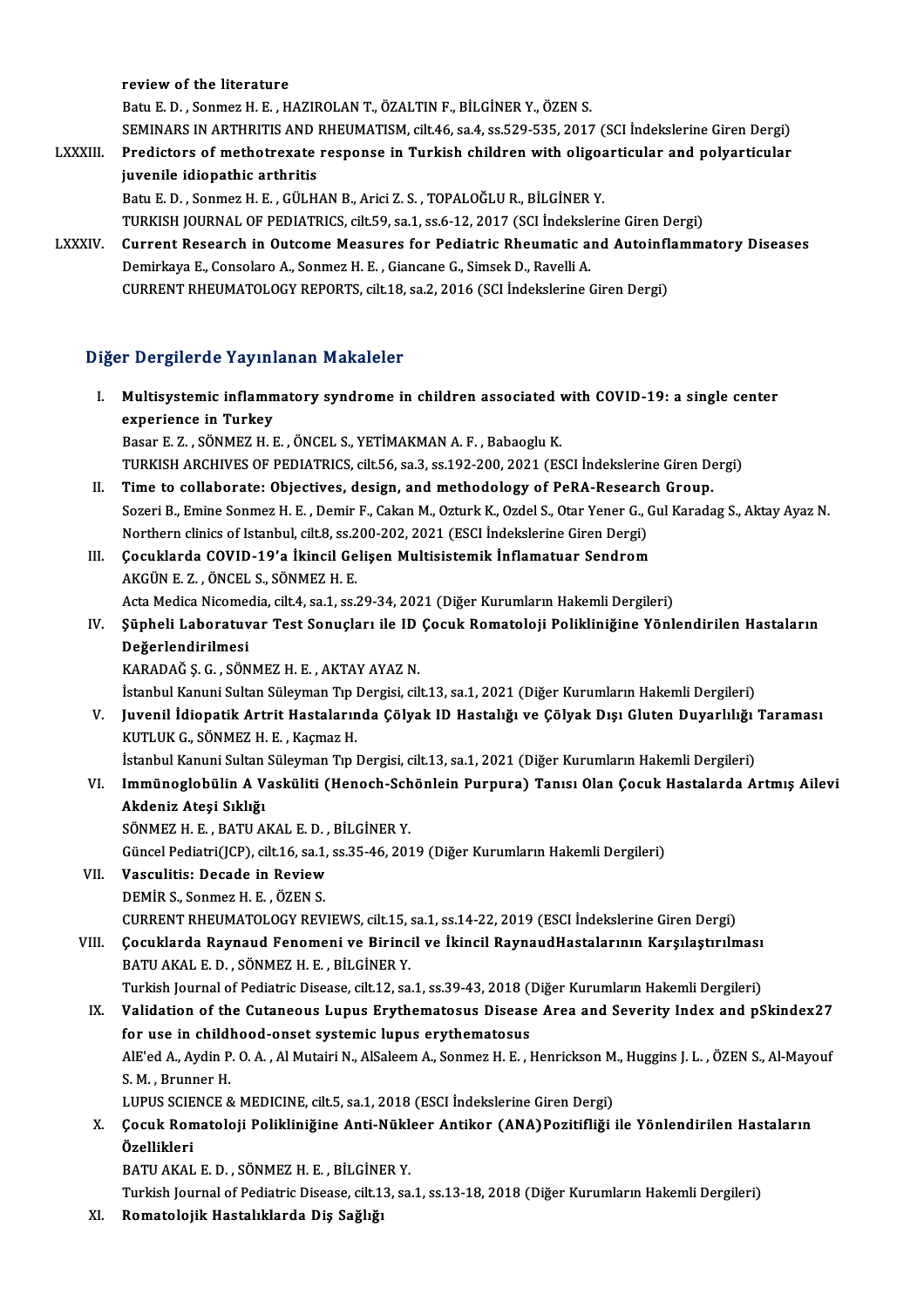review of the literature
Batu E. D. , Sonmez H. E. , HAZIROLAN T., ÖZALTIN F., BİLGİNER Y., ÖZEN S.
SEMINARS IN ARTHRITIS AND RHEUMATISM, cilt.46, sa.4, ss.529-535, 2017 (SCI İndekslerine Giren Dergi)

LXXXIII. **Predictors of methotrexate response in Turkish children with oligoarticular and polyarticular juvenile idiopathic arthritis**
Batu E. D. , Sonmez H. E. , GÜLHAN B., Arici Z. S. , TOPALOĞLU R., BİLGİNER Y.
TURKISH JOURNAL OF PEDIATRICS, cilt.59, sa.1, ss.6-12, 2017 (SCI İndekslerine Giren Dergi)

LXXXIV. **Current Research in Outcome Measures for Pediatric Rheumatic and Autoinflammatory Diseases**
Demirkaya E., Consolaro A., Sonmez H. E. , Giancane G., Simsek D., Ravelli A.
CURRENT RHEUMATOLOGY REPORTS, cilt.18, sa.2, 2016 (SCI İndekslerine Giren Dergi)

## Diğer Dergilerde Yayınlanan Makaleler

I. **Multisystemic inflammatory syndrome in children associated with COVID-19: a single center experience in Turkey**
Basar E. Z. , SÖNMEZ H. E. , ÖNCEL S., YETİMAKMAN A. F. , Babaoglu K.
TURKISH ARCHIVES OF PEDIATRICS, cilt.56, sa.3, ss.192-200, 2021 (ESCI İndekslerine Giren Dergi)

II. **Time to collaborate: Objectives, design, and methodology of PeRA-Research Group.**
Sozeri B., Emine Sonmez H. E. , Demir F., Cakan M., Ozturk K., Ozdel S., Otar Yener G., Gul Karadag S., Aktay Ayaz N.
Northern clinics of Istanbul, cilt.8, ss.200-202, 2021 (ESCI İndekslerine Giren Dergi)

III. **Çocuklarda COVID-19'a İkincil Gelişen Multisistemik İnflamatuar Sendrom**
AKGÜN E. Z. , ÖNCEL S., SÖNMEZ H. E.
Acta Medica Nicomedia, cilt.4, sa.1, ss.29-34, 2021 (Diğer Kurumların Hakemli Dergileri)

IV. **Şüpheli Laboratuvar Test Sonuçları ile ID Çocuk Romatoloji Polikliniğine Yönlendirilen Hastaların Değerlendirilmesi**
KARADAĞ Ş. G. , SÖNMEZ H. E. , AKTAY AYAZ N.
İstanbul Kanuni Sultan Süleyman Tıp Dergisi, cilt.13, sa.1, 2021 (Diğer Kurumların Hakemli Dergileri)

V. **Juvenil İdiopatik Artrit Hastalarında Çölyak ID Hastalığı ve Çölyak Dışı Gluten Duyarlılığı Taraması**
KUTLUK G., SÖNMEZ H. E. , Kaçmaz H.
İstanbul Kanuni Sultan Süleyman Tıp Dergisi, cilt.13, sa.1, 2021 (Diğer Kurumların Hakemli Dergileri)

VI. **Immünoglobülin A Vasküliti (Henoch-Schönlein Purpura) Tanısı Olan Çocuk Hastalarda Artmış Ailevi Akdeniz Ateşi Sıklığı**
SÖNMEZ H. E. , BATU AKAL E. D. , BİLGİNER Y.
Güncel Pediatri(JCP), cilt.16, sa.1, ss.35-46, 2019 (Diğer Kurumların Hakemli Dergileri)

VII. **Vasculitis: Decade in Review**
DEMİR S., Sonmez H. E. , ÖZEN S.
CURRENT RHEUMATOLOGY REVIEWS, cilt.15, sa.1, ss.14-22, 2019 (ESCI İndekslerine Giren Dergi)

VIII. **Çocuklarda Raynaud Fenomeni ve Birincil ve İkincil RaynaudHastalarının Karşılaştırılması**
BATU AKAL E. D. , SÖNMEZ H. E. , BİLGİNER Y.
Turkish Journal of Pediatric Disease, cilt.12, sa.1, ss.39-43, 2018 (Diğer Kurumların Hakemli Dergileri)

IX. **Validation of the Cutaneous Lupus Erythematosus Disease Area and Severity Index and pSkindex27 for use in childhood-onset systemic lupus erythematosus**
AlE'ed A., Aydin P. O. A. , Al Mutairi N., AlSaleem A., Sonmez H. E. , Henrickson M., Huggins J. L. , ÖZEN S., Al-Mayouf S. M. , Brunner H.
LUPUS SCIENCE & MEDICINE, cilt.5, sa.1, 2018 (ESCI İndekslerine Giren Dergi)

X. **Çocuk Romatoloji Polikliniğine Anti-Nükleer Antikor (ANA)Pozitifliği ile Yönlendirilen Hastaların Özellikleri**
BATU AKAL E. D. , SÖNMEZ H. E. , BİLGİNER Y.
Turkish Journal of Pediatric Disease, cilt.13, sa.1, ss.13-18, 2018 (Diğer Kurumların Hakemli Dergileri)

XI. **Romatolojik Hastalıklarda Diş Sağlığı**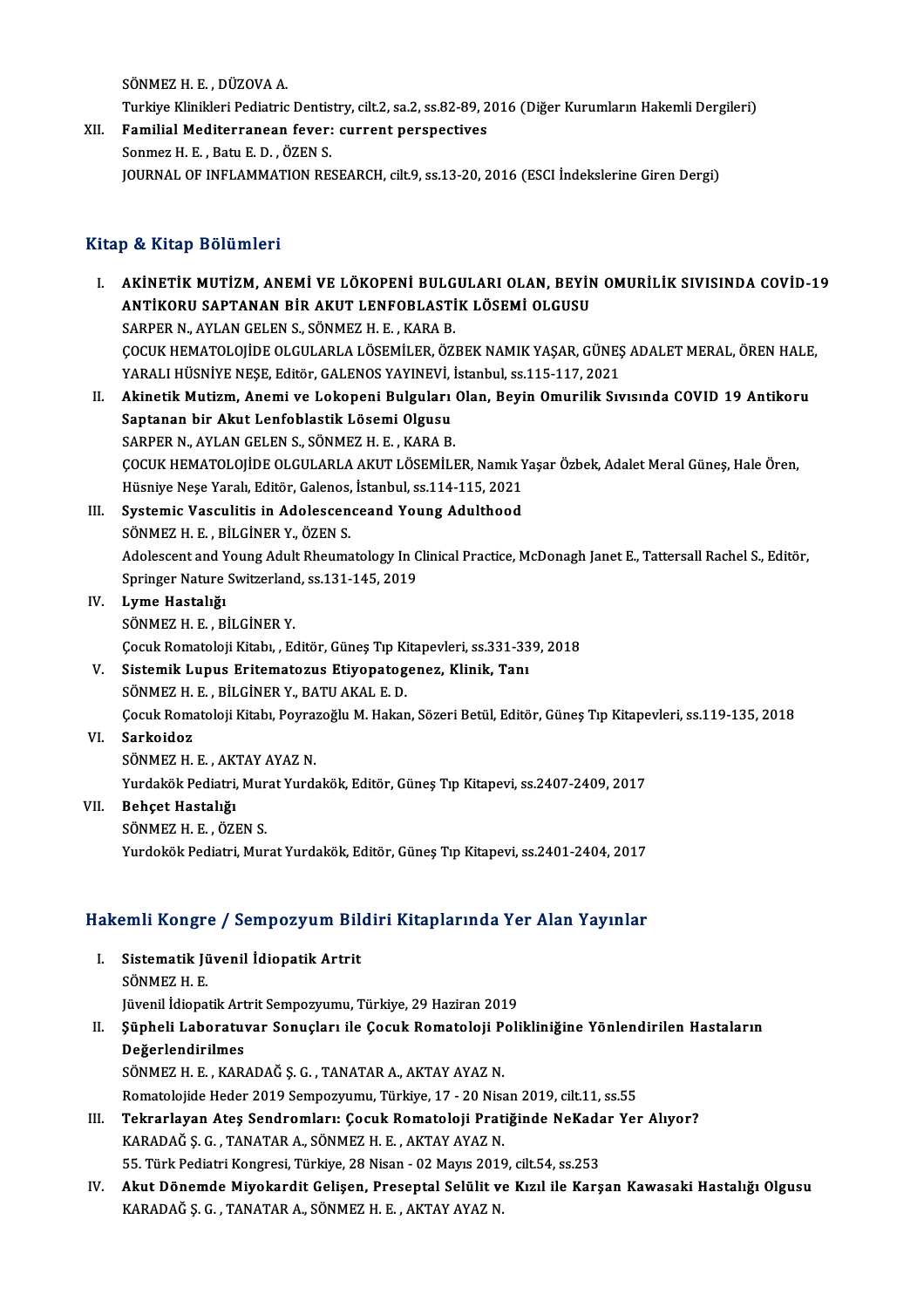SÖNMEZ H. E. , DÜZOVA A.

Turkiye Klinikleri Pediatric Dentistry, cilt.2, sa.2, ss.82-89, 2016 (Diğer Kurumların Hakemli Dergileri)

XII. **Familial Mediterranean fever: current perspectives**
Sonmez H. E. , Batu E. D. , ÖZEN S.
JOURNAL OF INFLAMMATION RESEARCH, cilt.9, ss.13-20, 2016 (ESCI İndekslerine Giren Dergi)

## Kitap & Kitap Bölümleri

I. **AKİNETİK MUTİZM, ANEMİ VE LÖKOPENİ BULGULARI OLAN, BEYİN OMURİLİK SIVISINDA COVİD-19 ANTİKORU SAPTANAN BİR AKUT LENFOBLASTİK LÖSEMİ OLGUSU**
SARPER N., AYLAN GELEN S., SÖNMEZ H. E. , KARA B.
ÇOCUK HEMATOLOJİDE OLGULARLA LÖSEMİLER, ÖZBEK NAMIK YAŞAR, GÜNEŞ ADALET MERAL, ÖREN HALE, YARALI HÜSNİYE NEŞE, Editör, GALENOS YAYINEVİ, İstanbul, ss.115-117, 2021

II. **Akinetik Mutizm, Anemi ve Lokopeni Bulguları Olan, Beyin Omurilik Sıvısında COVID 19 Antikoru Saptanan bir Akut Lenfoblastik Lösemi Olgusu**
SARPER N., AYLAN GELEN S., SÖNMEZ H. E. , KARA B.
ÇOCUK HEMATOLOJİDE OLGULARLA AKUT LÖSEMİLER, Namık Yaşar Özbek, Adalet Meral Güneş, Hale Ören, Hüsniye Neşe Yaralı, Editör, Galenos, İstanbul, ss.114-115, 2021

III. **Systemic Vasculitis in Adolescenceand Young Adulthood**
SÖNMEZ H. E. , BİLGİNER Y., ÖZEN S.
Adolescent and Young Adult Rheumatology In Clinical Practice, McDonagh Janet E., Tattersall Rachel S., Editör, Springer Nature Switzerland, ss.131-145, 2019

IV. **Lyme Hastalığı**
SÖNMEZ H. E. , BİLGİNER Y.
Çocuk Romatoloji Kitabı, , Editör, Güneş Tıp Kitapevleri, ss.331-339, 2018

V. **Sistemik Lupus Eritematozus Etiyopatogenez, Klinik, Tanı**
SÖNMEZ H. E. , BİLGİNER Y., BATU AKAL E. D.
Çocuk Romatoloji Kitabı, Poyrazoğlu M. Hakan, Sözeri Betül, Editör, Güneş Tıp Kitapevleri, ss.119-135, 2018

VI. **Sarkoidoz**
SÖNMEZ H. E. , AKTAY AYAZ N.
Yurdakök Pediatri, Murat Yurdakök, Editör, Güneş Tıp Kitapevi, ss.2407-2409, 2017

VII. **Behçet Hastalığı**
SÖNMEZ H. E. , ÖZEN S.
Yurdokök Pediatri, Murat Yurdakök, Editör, Güneş Tıp Kitapevi, ss.2401-2404, 2017

## Hakemli Kongre / Sempozyum Bildiri Kitaplarında Yer Alan Yayınlar

I. **Sistematik Jüvenil İdiopatik Artrit**
SÖNMEZ H. E.
Jüvenil İdiopatik Artrit Sempozyumu, Türkiye, 29 Haziran 2019

II. **Şüpheli Laboratuvar Sonuçları ile Çocuk Romatoloji Polikliniğine Yönlendirilen Hastaların Değerlendirilmes**
SÖNMEZ H. E. , KARADAĞ Ş. G. , TANATAR A., AKTAY AYAZ N.
Romatolojide Heder 2019 Sempozyumu, Türkiye, 17 - 20 Nisan 2019, cilt.11, ss.55

III. **Tekrarlayan Ateş Sendromları: Çocuk Romatoloji Pratiğinde NeKadar Yer Alıyor?**
KARADAĞ Ş. G. , TANATAR A., SÖNMEZ H. E. , AKTAY AYAZ N.
55. Türk Pediatri Kongresi, Türkiye, 28 Nisan - 02 Mayıs 2019, cilt.54, ss.253

IV. **Akut Dönemde Miyokardit Gelişen, Preseptal Selülit ve Kızıl ile Karşan Kawasaki Hastalığı Olgusu**
KARADAĞ Ş. G. , TANATAR A., SÖNMEZ H. E. , AKTAY AYAZ N.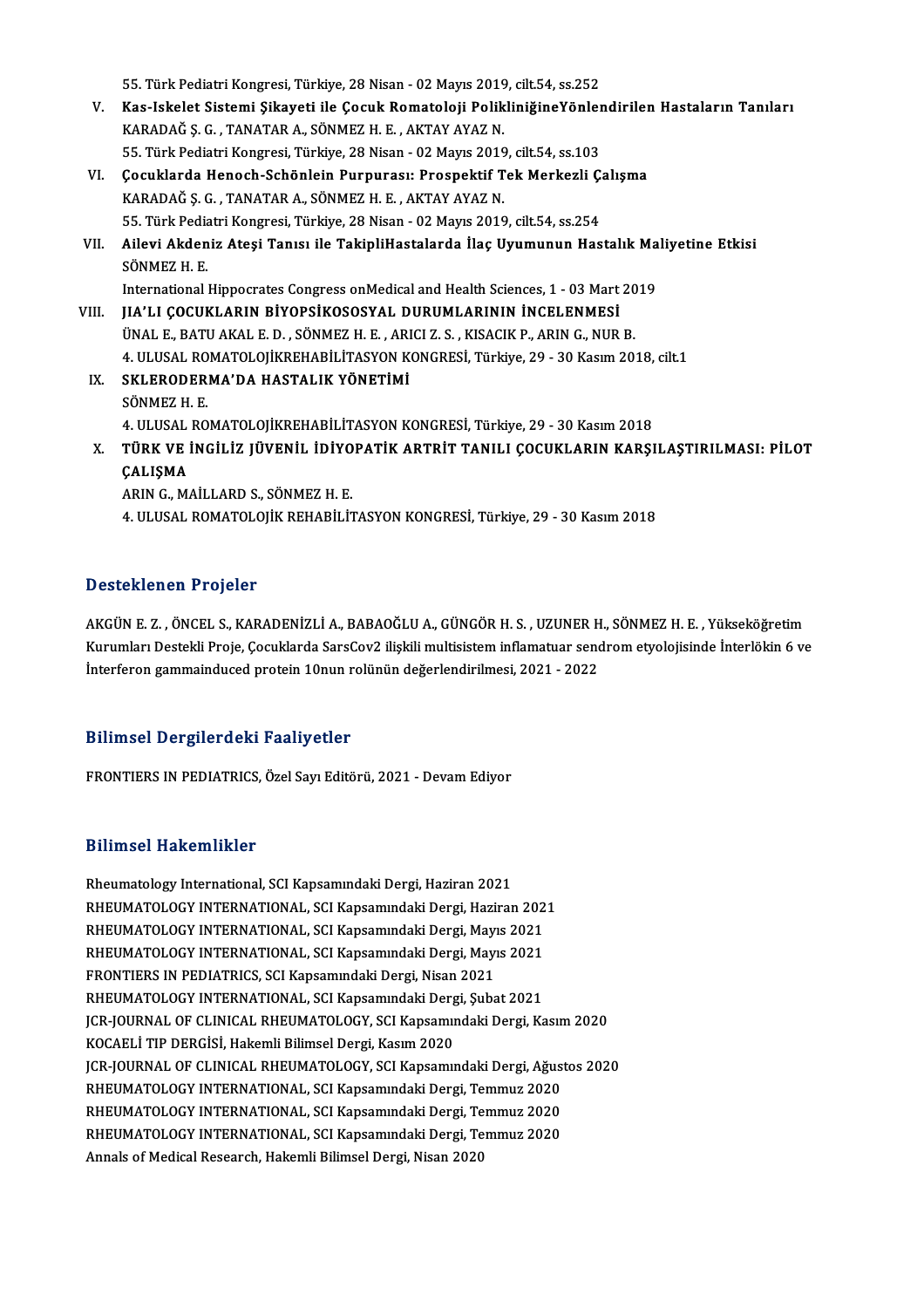55. Türk Pediatri Kongresi, Türkiye, 28 Nisan - 02 Mayıs 2019, cilt.54, ss.252

V. **Kas-Iskelet Sistemi Şikayeti ile Çocuk Romatoloji PolikliniğineYönlendirilen Hastaların Tanıları**
KARADAĞ Ş. G. , TANATAR A., SÖNMEZ H. E. , AKTAY AYAZ N.
55. Türk Pediatri Kongresi, Türkiye, 28 Nisan - 02 Mayıs 2019, cilt.54, ss.103

VI. **Çocuklarda Henoch-Schönlein Purpurası: Prospektif Tek Merkezli Çalışma**
KARADAĞ Ş. G. , TANATAR A., SÖNMEZ H. E. , AKTAY AYAZ N.
55. Türk Pediatri Kongresi, Türkiye, 28 Nisan - 02 Mayıs 2019, cilt.54, ss.254

VII. **Ailevi Akdeniz Ateşi Tanısı ile TakipliHastalarda İlaç Uyumunun Hastalık Maliyetine Etkisi**
SÖNMEZ H. E.
International Hippocrates Congress onMedical and Health Sciences, 1 - 03 Mart 2019

VIII. **JIA'LI ÇOCUKLARIN BİYOPSİKOSOSYAL DURUMLARININ İNCELENMESİ**
ÜNAL E., BATU AKAL E. D. , SÖNMEZ H. E. , ARICI Z. S. , KISACIK P., ARIN G., NUR B.
4. ULUSAL ROMATOLOJİKREHABİLİTASYON KONGRESİ, Türkiye, 29 - 30 Kasım 2018, cilt.1

IX. **SKLERODERMA'DA HASTALIK YÖNETİMİ**
SÖNMEZ H. E.
4. ULUSAL ROMATOLOJİKREHABİLİTASYON KONGRESİ, Türkiye, 29 - 30 Kasım 2018

X. **TÜRK VE İNGİLİZ JÜVENİL İDİYOPATİK ARTRİT TANILI ÇOCUKLARIN KARŞILAŞTIRILMASI: PİLOT ÇALIŞMA**
ARIN G., MAİLLARD S., SÖNMEZ H. E.
4. ULUSAL ROMATOLOJİK REHABİLİTASYON KONGRESİ, Türkiye, 29 - 30 Kasım 2018

## Desteklenen Projeler

AKGÜN E. Z. , ÖNCEL S., KARADENİZLİ A., BABAOĞLU A., GÜNGÖR H. S. , UZUNER H., SÖNMEZ H. E. , Yükseköğretim Kurumları Destekli Proje, Çocuklarda SarsCov2 ilişkili multisistem inflamatuar sendrom etyolojisinde İnterlökin 6 ve İnterferon gammainduced protein 10nun rolünün değerlendirilmesi, 2021 - 2022

## Bilimsel Dergilerdeki Faaliyetler

FRONTIERS IN PEDIATRICS, Özel Sayı Editörü, 2021 - Devam Ediyor

## Bilimsel Hakemlikler

Rheumatology International, SCI Kapsamındaki Dergi, Haziran 2021
RHEUMATOLOGY INTERNATIONAL, SCI Kapsamındaki Dergi, Haziran 2021
RHEUMATOLOGY INTERNATIONAL, SCI Kapsamındaki Dergi, Mayıs 2021
RHEUMATOLOGY INTERNATIONAL, SCI Kapsamındaki Dergi, Mayıs 2021
FRONTIERS IN PEDIATRICS, SCI Kapsamındaki Dergi, Nisan 2021
RHEUMATOLOGY INTERNATIONAL, SCI Kapsamındaki Dergi, Şubat 2021
JCR-JOURNAL OF CLINICAL RHEUMATOLOGY, SCI Kapsamındaki Dergi, Kasım 2020
KOCAELİ TIP DERGİSİ, Hakemli Bilimsel Dergi, Kasım 2020
JCR-JOURNAL OF CLINICAL RHEUMATOLOGY, SCI Kapsamındaki Dergi, Ağustos 2020
RHEUMATOLOGY INTERNATIONAL, SCI Kapsamındaki Dergi, Temmuz 2020
RHEUMATOLOGY INTERNATIONAL, SCI Kapsamındaki Dergi, Temmuz 2020
RHEUMATOLOGY INTERNATIONAL, SCI Kapsamındaki Dergi, Temmuz 2020
Annals of Medical Research, Hakemli Bilimsel Dergi, Nisan 2020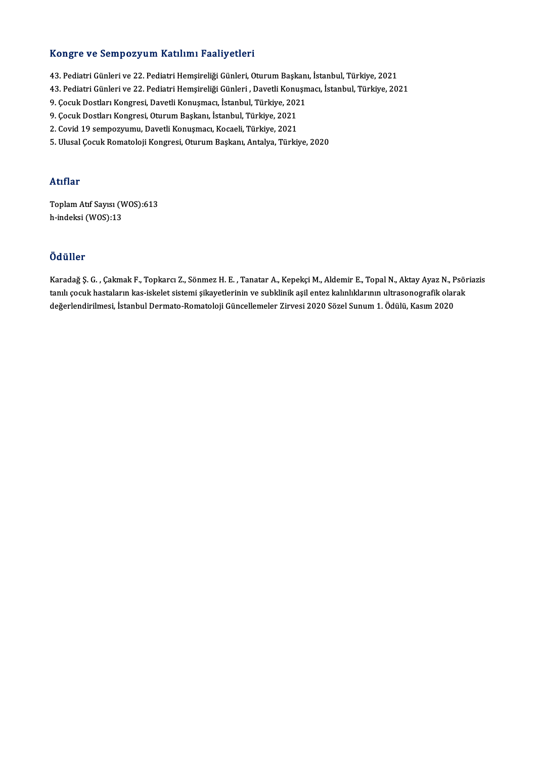## Kongre ve Sempozyum Katılımı Faaliyetleri

43. Pediatri Günleri ve 22. Pediatri Hemşireliği Günleri, Oturum Başkanı, İstanbul, Türkiye, 2021
43. Pediatri Günleri ve 22. Pediatri Hemşireliği Günleri , Davetli Konuşmacı, İstanbul, Türkiye, 2021
9. Çocuk Dostları Kongresi, Davetli Konuşmacı, İstanbul, Türkiye, 2021
9. Çocuk Dostları Kongresi, Oturum Başkanı, İstanbul, Türkiye, 2021
2. Covid 19 sempozyumu, Davetli Konuşmacı, Kocaeli, Türkiye, 2021
5. Ulusal Çocuk Romatoloji Kongresi, Oturum Başkanı, Antalya, Türkiye, 2020

## Atıflar

Toplam Atıf Sayısı (WOS):613
h-indeksi (WOS):13

## Ödüller

Karadağ Ş. G. , Çakmak F., Topkarcı Z., Sönmez H. E. , Tanatar A., Kepekçi M., Aldemir E., Topal N., Aktay Ayaz N., Psöriazis tanılı çocuk hastaların kas-iskelet sistemi şikayetlerinin ve subklinik aşil entez kalınlıklarının ultrasonografik olarak değerlendirilmesi, İstanbul Dermato-Romatoloji Güncellemeler Zirvesi 2020 Sözel Sunum 1. Ödülü, Kasım 2020